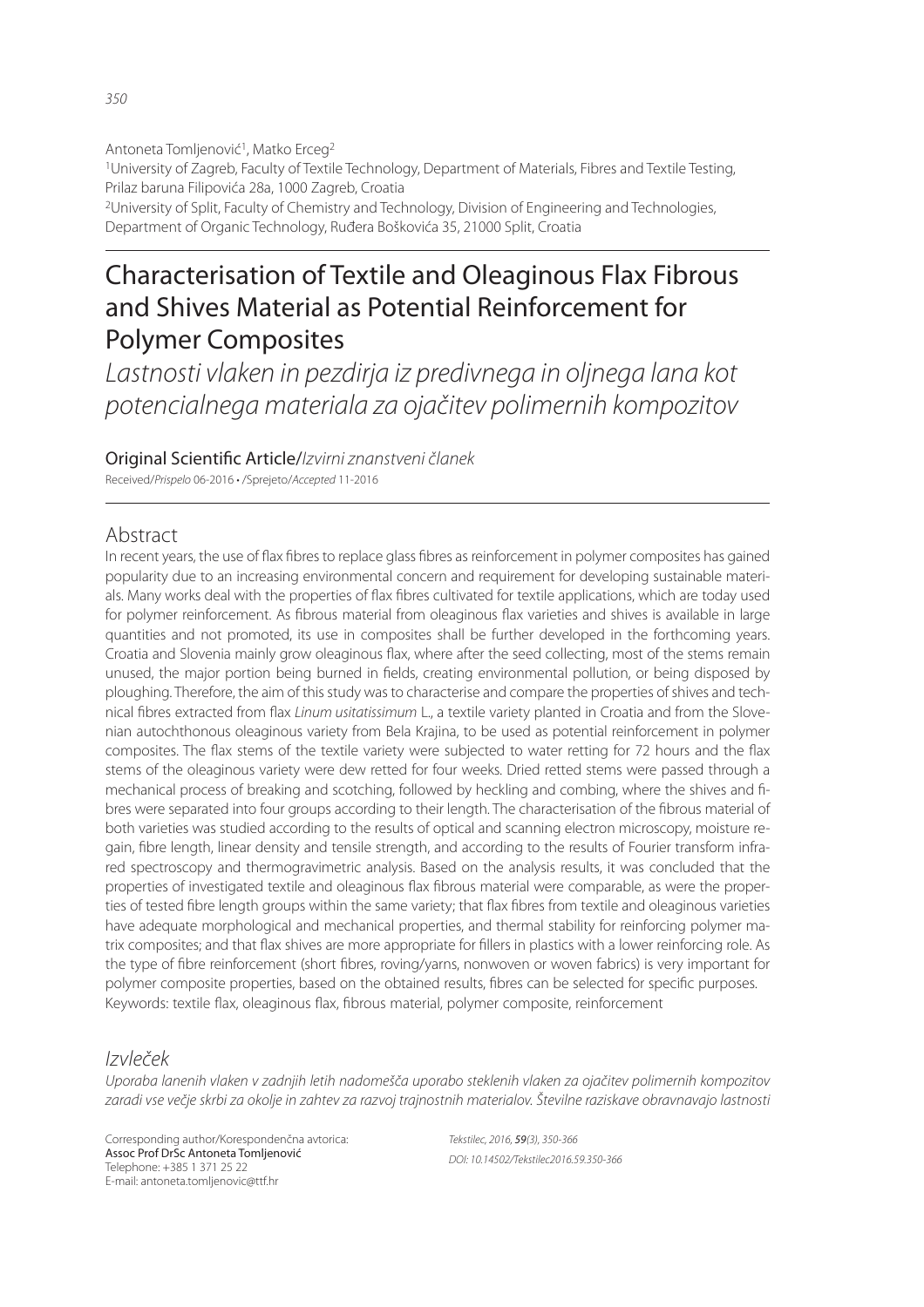Antoneta Tomljenović[1], Matko Erceg[2]

[1]University of Zagreb, Faculty of Textile Technology, Department of Materials, Fibres and Textile Testing, Prilaz baruna Filipovića 28a, 1000 Zagreb, Croatia

[2]University of Split, Faculty of Chemistry and Technology, Division of Engineering and Technologies, Department of Organic Technology, Ruđera Boškovića 35, 21000 Split, Croatia

# Characterisation of Textile and Oleaginous Flax Fibrous and Shives Material as Potential Reinforcement for Polymer Composites

*Lastnosti vlaken in pezdirja iz predivnega in oljnega lana kot potencialnega materiala za ojačitev polimernih kompozitov*

Original Scientific Article/*Izvirni znanstveni članek*

Received/*Prispelo* 06-2016 • /Sprejeto/*Accepted* 11-2016

## Abstract

In recent years, the use of flax fibres to replace glass fibres as reinforcement in polymer composites has gained popularity due to an increasing environmental concern and requirement for developing sustainable materials. Many works deal with the properties of flax fibres cultivated for textile applications, which are today used for polymer reinforcement. As fibrous material from oleaginous flax varieties and shives is available in large quantities and not promoted, its use in composites shall be further developed in the forthcoming years. Croatia and Slovenia mainly grow oleaginous flax, where after the seed collecting, most of the stems remain unused, the major portion being burned in fields, creating environmental pollution, or being disposed by ploughing. Therefore, the aim of this study was to characterise and compare the properties of shives and technical fibres extracted from flax *Linum usitatissimum* L., a textile variety planted in Croatia and from the Slovenian autochthonous oleaginous variety from Bela Krajina, to be used as potential reinforcement in polymer composites. The flax stems of the textile variety were subjected to water retting for 72 hours and the flax stems of the oleaginous variety were dew retted for four weeks. Dried retted stems were passed through a mechanical process of breaking and scotching, followed by heckling and combing, where the shives and fibres were separated into four groups according to their length. The characterisation of the fibrous material of both varieties was studied according to the results of optical and scanning electron microscopy, moisture regain, fibre length, linear density and tensile strength, and according to the results of Fourier transform infrared spectroscopy and thermogravimetric analysis. Based on the analysis results, it was concluded that the properties of investigated textile and oleaginous flax fibrous material were comparable, as were the properties of tested fibre length groups within the same variety; that flax fibres from textile and oleaginous varieties have adequate morphological and mechanical properties, and thermal stability for reinforcing polymer matrix composites; and that flax shives are more appropriate for fillers in plastics with a lower reinforcing role. As the type of fibre reinforcement (short fibres, roving/yarns, nonwoven or woven fabrics) is very important for polymer composite properties, based on the obtained results, fibres can be selected for specific purposes.

Keywords: textile flax, oleaginous flax, fibrous material, polymer composite, reinforcement

## *Izvleček*

*Uporaba lanenih vlaken v zadnjih letih nadomešča uporabo steklenih vlaken za ojačitev polimernih kompozitov zaradi vse večje skrbi za okolje in zahtev za razvoj trajnostnih materialov. Številne raziskave obravnavajo lastnosti*

Corresponding author/Korespondenčna avtorica:
Assoc Prof DrSc Antoneta Tomljenović
Telephone: +385 1 371 25 22
E-mail: antoneta.tomljenovic@ttf.hr

DOI: 10.14502/Tekstilec2016.59.350-366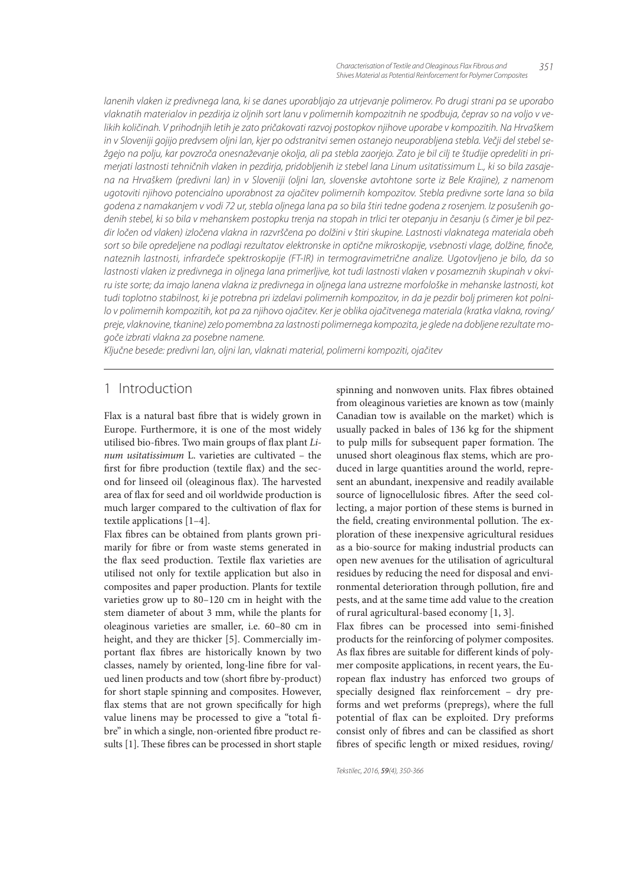*lanenih vlaken iz predivnega lana, ki se danes uporabljajo za utrjevanje polimerov. Po drugi strani pa se uporabo vlaknatih materialov in pezdirja iz oljnih sort lanu v polimernih kompozitnih ne spodbuja, čeprav so na voljo v velikih količinah. V prihodnjih letih je zato pričakovati razvoj postopkov njihove uporabe v kompozitih. Na Hrvaškem in v Sloveniji gojijo predvsem oljni lan, kjer po odstranitvi semen ostanejo neuporabljena stebla. Večji del stebel sežgejo na polju, kar povzroča onesnaževanje okolja, ali pa stebla zaorjejo. Zato je bil cilj te študije opredeliti in primerjati lastnosti tehničnih vlaken in pezdirja, pridobljenih iz stebel lana Linum usitatissimum L., ki so bila zasajena na Hrvaškem (predivni lan) in v Sloveniji (oljni lan, slovenske avtohtone sorte iz Bele Krajine), z namenom ugotoviti njihovo potencialno uporabnost za ojačitev polimernih kompozitov. Stebla predivne sorte lana so bila godena z namakanjem v vodi 72 ur, stebla oljnega lana pa so bila štiri tedne godena z rosenjem. Iz posušenih godenih stebel, ki so bila v mehanskem postopku trenja na stopah in trlici ter otepanju in česanju (s čimer je bil pezdir ločen od vlaken) izločena vlakna in razvrščena po dolžini v štiri skupine. Lastnosti vlaknatega materiala obeh sort so bile opredeljene na podlagi rezultatov elektronske in optične mikroskopije, vsebnosti vlage, dolžine, finoče, nateznih lastnosti, infrardeče spektroskopije (FT-IR) in termogravimetrične analize. Ugotovljeno je bilo, da so lastnosti vlaken iz predivnega in oljnega lana primerljive, kot tudi lastnosti vlaken v posameznih skupinah v okviru iste sorte; da imajo lanena vlakna iz predivnega in oljnega lana ustrezne morfološke in mehanske lastnosti, kot tudi toplotno stabilnost, ki je potrebna pri izdelavi polimernih kompozitov, in da je pezdir bolj primeren kot polnilo v polimernih kompozitih, kot pa za njihovo ojačitev. Ker je oblika ojačitvenega materiala (kratka vlakna, roving/preje, vlaknovine, tkanine) zelo pomembna za lastnosti polimernega kompozita, je glede na dobljene rezultate mogoče izbrati vlakna za posebne namene.*

*Ključne besede: predivni lan, oljni lan, vlaknati material, polimerni kompoziti, ojačitev*

## 1 Introduction

Flax is a natural bast fibre that is widely grown in Europe. Furthermore, it is one of the most widely utilised bio-fibres. Two main groups of flax plant *Linum usitatissimum* L. varieties are cultivated – the first for fibre production (textile flax) and the second for linseed oil (oleaginous flax). The harvested area of flax for seed and oil worldwide production is much larger compared to the cultivation of flax for textile applications [1–4].

Flax fibres can be obtained from plants grown primarily for fibre or from waste stems generated in the flax seed production. Textile flax varieties are utilised not only for textile application but also in composites and paper production. Plants for textile varieties grow up to 80–120 cm in height with the stem diameter of about 3 mm, while the plants for oleaginous varieties are smaller, i.e. 60–80 cm in height, and they are thicker [5]. Commercially important flax fibres are historically known by two classes, namely by oriented, long-line fibre for valued linen products and tow (short fibre by-product) for short staple spinning and composites. However, flax stems that are not grown specifically for high value linens may be processed to give a "total fibre" in which a single, non-oriented fibre product results [1]. These fibres can be processed in short staple spinning and nonwoven units. Flax fibres obtained from oleaginous varieties are known as tow (mainly Canadian tow is available on the market) which is usually packed in bales of 136 kg for the shipment to pulp mills for subsequent paper formation. The unused short oleaginous flax stems, which are produced in large quantities around the world, represent an abundant, inexpensive and readily available source of lignocellulosic fibres. After the seed collecting, a major portion of these stems is burned in the field, creating environmental pollution. The exploration of these inexpensive agricultural residues as a bio-source for making industrial products can open new avenues for the utilisation of agricultural residues by reducing the need for disposal and environmental deterioration through pollution, fire and pests, and at the same time add value to the creation of rural agricultural-based economy [1, 3].

Flax fibres can be processed into semi-finished products for the reinforcing of polymer composites. As flax fibres are suitable for different kinds of polymer composite applications, in recent years, the European flax industry has enforced two groups of specially designed flax reinforcement – dry preforms and wet preforms (prepregs), where the full potential of flax can be exploited. Dry preforms consist only of fibres and can be classified as short fibres of specific length or mixed residues, roving/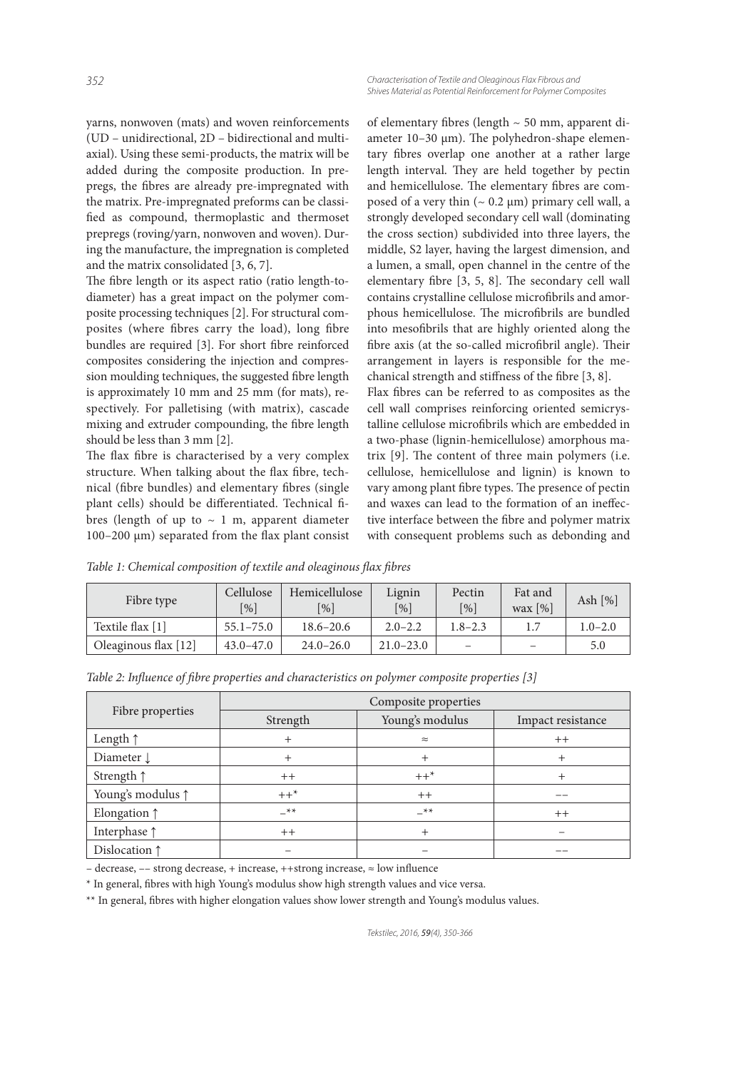yarns, nonwoven (mats) and woven reinforcements (UD – unidirectional, 2D – bidirectional and multiaxial). Using these semi-products, the matrix will be added during the composite production. In prepregs, the fibres are already pre-impregnated with the matrix. Pre-impregnated preforms can be classified as compound, thermoplastic and thermoset prepregs (roving/yarn, nonwoven and woven). During the manufacture, the impregnation is completed and the matrix consolidated [3, 6, 7].

The fibre length or its aspect ratio (ratio length-to-diameter) has a great impact on the polymer composite processing techniques [2]. For structural composites (where fibres carry the load), long fibre bundles are required [3]. For short fibre reinforced composites considering the injection and compression moulding techniques, the suggested fibre length is approximately 10 mm and 25 mm (for mats), respectively. For palletising (with matrix), cascade mixing and extruder compounding, the fibre length should be less than 3 mm [2].

The flax fibre is characterised by a very complex structure. When talking about the flax fibre, technical (fibre bundles) and elementary fibres (single plant cells) should be differentiated. Technical fibres (length of up to ~ 1 m, apparent diameter 100–200 μm) separated from the flax plant consist of elementary fibres (length ~ 50 mm, apparent diameter 10–30 μm). The polyhedron-shape elementary fibres overlap one another at a rather large length interval. They are held together by pectin and hemicellulose. The elementary fibres are composed of a very thin (~ 0.2 μm) primary cell wall, a strongly developed secondary cell wall (dominating the cross section) subdivided into three layers, the middle, S2 layer, having the largest dimension, and a lumen, a small, open channel in the centre of the elementary fibre [3, 5, 8]. The secondary cell wall contains crystalline cellulose microfibrils and amorphous hemicellulose. The microfibrils are bundled into mesofibrils that are highly oriented along the fibre axis (at the so-called microfibril angle). Their arrangement in layers is responsible for the mechanical strength and stiffness of the fibre [3, 8].

Flax fibres can be referred to as composites as the cell wall comprises reinforcing oriented semicrystalline cellulose microfibrils which are embedded in a two-phase (lignin-hemicellulose) amorphous matrix [9]. The content of three main polymers (i.e. cellulose, hemicellulose and lignin) is known to vary among plant fibre types. The presence of pectin and waxes can lead to the formation of an ineffective interface between the fibre and polymer matrix with consequent problems such as debonding and

*Table 1: Chemical composition of textile and oleaginous flax fibres*

| Fibre type | Cellulose [%] | Hemicellulose [%] | Lignin [%] | Pectin [%] | Fat and wax [%] | Ash [%] |
|---|---|---|---|---|---|---|
| Textile flax [1] | 55.1–75.0 | 18.6–20.6 | 2.0–2.2 | 1.8–2.3 | 1.7 | 1.0–2.0 |
| Oleaginous flax [12] | 43.0–47.0 | 24.0–26.0 | 21.0–23.0 | – | – | 5.0 |

*Table 2: Influence of fibre properties and characteristics on polymer composite properties [3]*

| Fibre properties | Composite properties | | |
|---|---|---|---|
| | Strength | Young's modulus | Impact resistance |
| Length ↑ | + | ≈ | ++ |
| Diameter ↓ | + | + | + |
| Strength ↑ | ++ | ++* | + |
| Young's modulus ↑ | ++* | ++ | –– |
| Elongation ↑ | –** | –** | ++ |
| Interphase ↑ | ++ | + | – |
| Dislocation ↑ | – | – | –– |

– decrease, –– strong decrease, + increase, ++strong increase, ≈ low influence

* In general, fibres with high Young's modulus show high strength values and vice versa.

** In general, fibres with higher elongation values show lower strength and Young's modulus values.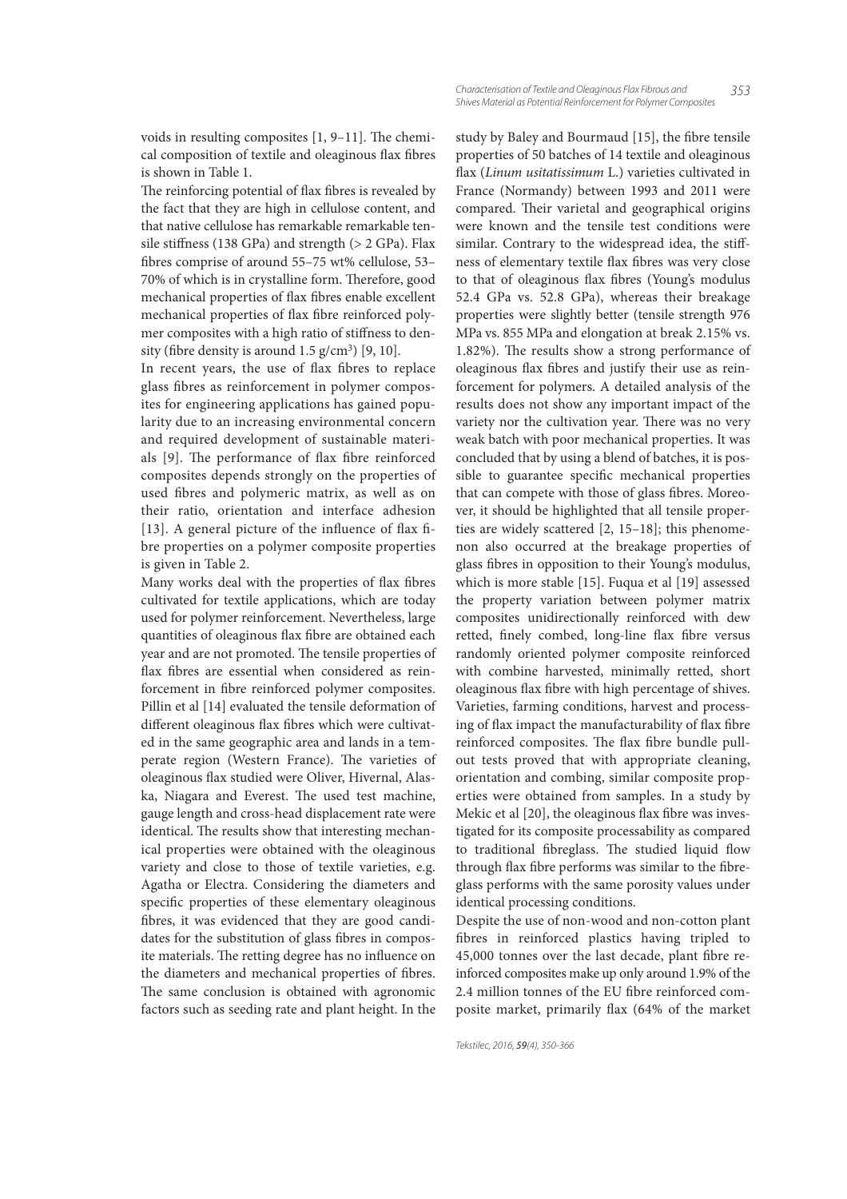voids in resulting composites [1, 9–11]. The chemical composition of textile and oleaginous flax fibres is shown in Table 1.

The reinforcing potential of flax fibres is revealed by the fact that they are high in cellulose content, and that native cellulose has remarkable remarkable tensile stiffness (138 GPa) and strength (> 2 GPa). Flax fibres comprise of around 55–75 wt% cellulose, 53–70% of which is in crystalline form. Therefore, good mechanical properties of flax fibres enable excellent mechanical properties of flax fibre reinforced polymer composites with a high ratio of stiffness to density (fibre density is around 1.5 g/cm$^3$) [9, 10].

In recent years, the use of flax fibres to replace glass fibres as reinforcement in polymer composites for engineering applications has gained popularity due to an increasing environmental concern and required development of sustainable materials [9]. The performance of flax fibre reinforced composites depends strongly on the properties of used fibres and polymeric matrix, as well as on their ratio, orientation and interface adhesion [13]. A general picture of the influence of flax fibre properties on a polymer composite properties is given in Table 2.

Many works deal with the properties of flax fibres cultivated for textile applications, which are today used for polymer reinforcement. Nevertheless, large quantities of oleaginous flax fibre are obtained each year and are not promoted. The tensile properties of flax fibres are essential when considered as reinforcement in fibre reinforced polymer composites. Pillin et al [14] evaluated the tensile deformation of different oleaginous flax fibres which were cultivated in the same geographic area and lands in a temperate region (Western France). The varieties of oleaginous flax studied were Oliver, Hivernal, Alaska, Niagara and Everest. The used test machine, gauge length and cross-head displacement rate were identical. The results show that interesting mechanical properties were obtained with the oleaginous variety and close to those of textile varieties, e.g. Agatha or Electra. Considering the diameters and specific properties of these elementary oleaginous fibres, it was evidenced that they are good candidates for the substitution of glass fibres in composite materials. The retting degree has no influence on the diameters and mechanical properties of fibres. The same conclusion is obtained with agronomic factors such as seeding rate and plant height. In the study by Baley and Bourmaud [15], the fibre tensile properties of 50 batches of 14 textile and oleaginous flax (*Linum usitatissimum* L.) varieties cultivated in France (Normandy) between 1993 and 2011 were compared. Their varietal and geographical origins were known and the tensile test conditions were similar. Contrary to the widespread idea, the stiffness of elementary textile flax fibres was very close to that of oleaginous flax fibres (Young's modulus 52.4 GPa vs. 52.8 GPa), whereas their breakage properties were slightly better (tensile strength 976 MPa vs. 855 MPa and elongation at break 2.15% vs. 1.82%). The results show a strong performance of oleaginous flax fibres and justify their use as reinforcement for polymers. A detailed analysis of the results does not show any important impact of the variety nor the cultivation year. There was no very weak batch with poor mechanical properties. It was concluded that by using a blend of batches, it is possible to guarantee specific mechanical properties that can compete with those of glass fibres. Moreover, it should be highlighted that all tensile properties are widely scattered [2, 15–18]; this phenomenon also occurred at the breakage properties of glass fibres in opposition to their Young's modulus, which is more stable [15]. Fuqua et al [19] assessed the property variation between polymer matrix composites unidirectionally reinforced with dew retted, finely combed, long-line flax fibre versus randomly oriented polymer composite reinforced with combine harvested, minimally retted, short oleaginous flax fibre with high percentage of shives. Varieties, farming conditions, harvest and processing of flax impact the manufacturability of flax fibre reinforced composites. The flax fibre bundle pull-out tests proved that with appropriate cleaning, orientation and combing, similar composite properties were obtained from samples. In a study by Mekic et al [20], the oleaginous flax fibre was investigated for its composite processability as compared to traditional fibreglass. The studied liquid flow through flax fibre performs was similar to the fibreglass performs with the same porosity values under identical processing conditions.

Despite the use of non-wood and non-cotton plant fibres in reinforced plastics having tripled to 45,000 tonnes over the last decade, plant fibre reinforced composites make up only around 1.9% of the 2.4 million tonnes of the EU fibre reinforced composite market, primarily flax (64% of the market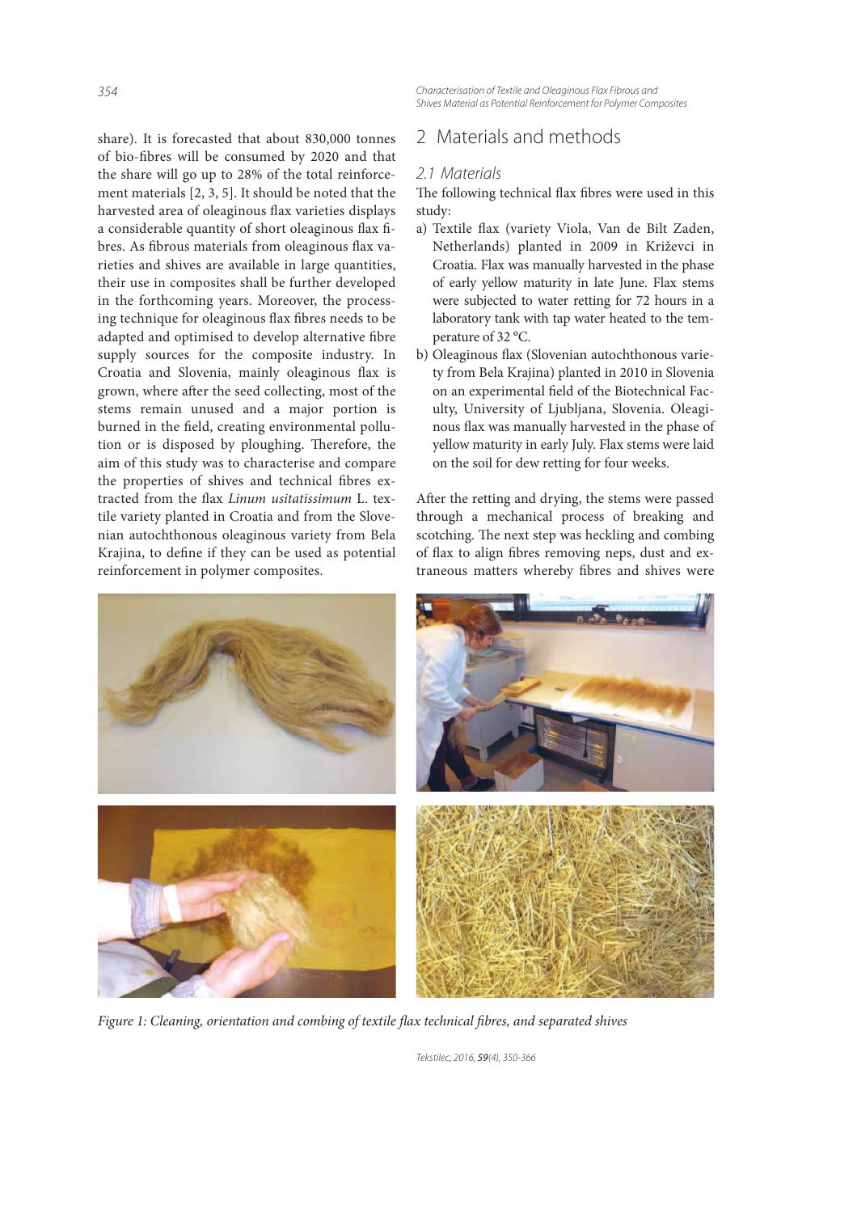share). It is forecasted that about 830,000 tonnes of bio-fibres will be consumed by 2020 and that the share will go up to 28% of the total reinforcement materials [2, 3, 5]. It should be noted that the harvested area of oleaginous flax varieties displays a considerable quantity of short oleaginous flax fibres. As fibrous materials from oleaginous flax varieties and shives are available in large quantities, their use in composites shall be further developed in the forthcoming years. Moreover, the processing technique for oleaginous flax fibres needs to be adapted and optimised to develop alternative fibre supply sources for the composite industry. In Croatia and Slovenia, mainly oleaginous flax is grown, where after the seed collecting, most of the stems remain unused and a major portion is burned in the field, creating environmental pollution or is disposed by ploughing. Therefore, the aim of this study was to characterise and compare the properties of shives and technical fibres extracted from the flax *Linum usitatissimum* L. textile variety planted in Croatia and from the Slovenian autochthonous oleaginous variety from Bela Krajina, to define if they can be used as potential reinforcement in polymer composites.

## 2 Materials and methods

### 2.1 Materials

The following technical flax fibres were used in this study:

a) Textile flax (variety Viola, Van de Bilt Zaden, Netherlands) planted in 2009 in Križevci in Croatia. Flax was manually harvested in the phase of early yellow maturity in late June. Flax stems were subjected to water retting for 72 hours in a laboratory tank with tap water heated to the temperature of 32 °C.

b) Oleaginous flax (Slovenian autochthonous variety from Bela Krajina) planted in 2010 in Slovenia on an experimental field of the Biotechnical Faculty, University of Ljubljana, Slovenia. Oleaginous flax was manually harvested in the phase of yellow maturity in early July. Flax stems were laid on the soil for dew retting for four weeks.

After the retting and drying, the stems were passed through a mechanical process of breaking and scotching. The next step was heckling and combing of flax to align fibres removing neps, dust and extraneous matters whereby fibres and shives were

*Figure 1: Cleaning, orientation and combing of textile flax technical fibres, and separated shives*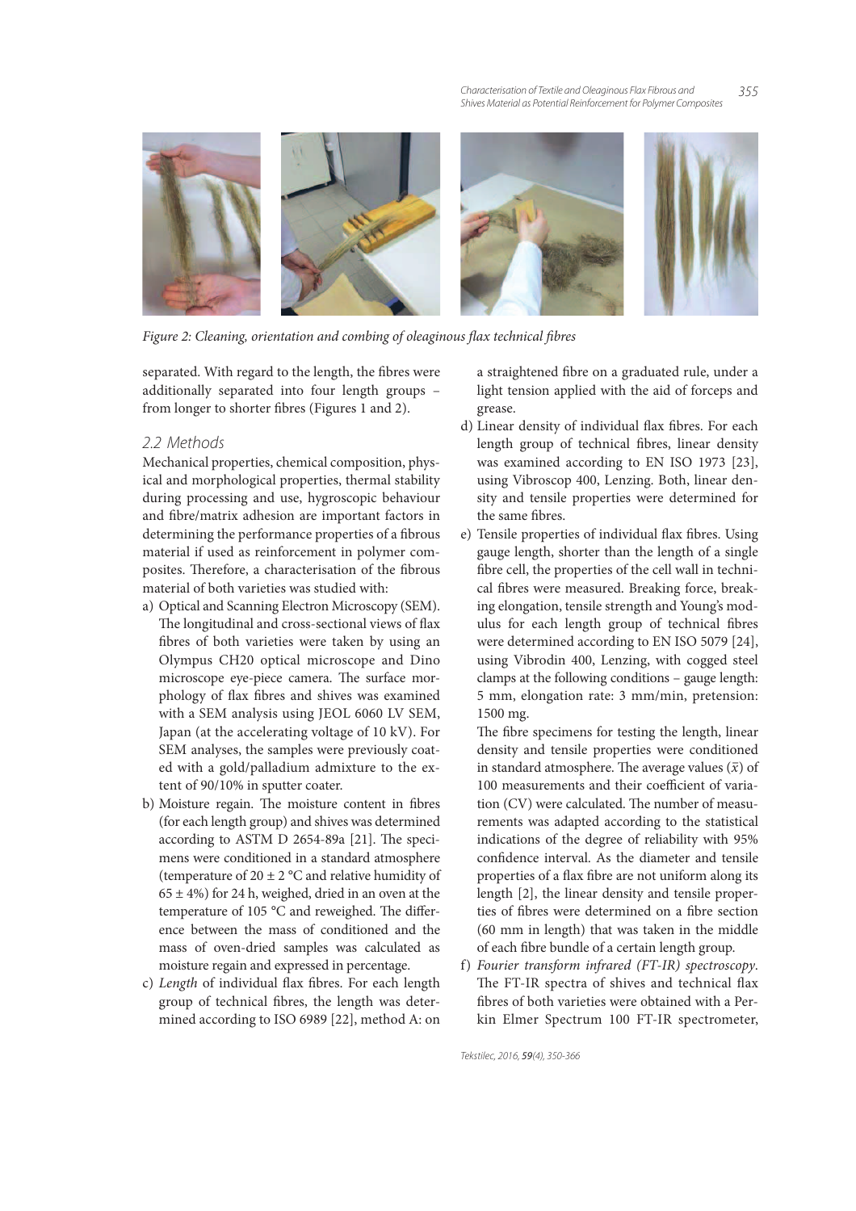Figure 2: Cleaning, orientation and combing of oleaginous flax technical fibres

separated. With regard to the length, the fibres were additionally separated into four length groups – from longer to shorter fibres (Figures 1 and 2).

### 2.2 Methods

Mechanical properties, chemical composition, physical and morphological properties, thermal stability during processing and use, hygroscopic behaviour and fibre/matrix adhesion are important factors in determining the performance properties of a fibrous material if used as reinforcement in polymer composites. Therefore, a characterisation of the fibrous material of both varieties was studied with:

a) Optical and Scanning Electron Microscopy (SEM). The longitudinal and cross-sectional views of flax fibres of both varieties were taken by using an Olympus CH20 optical microscope and Dino microscope eye-piece camera. The surface morphology of flax fibres and shives was examined with a SEM analysis using JEOL 6060 LV SEM, Japan (at the accelerating voltage of 10 kV). For SEM analyses, the samples were previously coated with a gold/palladium admixture to the extent of 90/10% in sputter coater.
b) Moisture regain. The moisture content in fibres (for each length group) and shives was determined according to ASTM D 2654-89a [21]. The specimens were conditioned in a standard atmosphere (temperature of 20 ± 2 °C and relative humidity of 65 ± 4%) for 24 h, weighed, dried in an oven at the temperature of 105 °C and reweighed. The difference between the mass of conditioned and the mass of oven-dried samples was calculated as moisture regain and expressed in percentage.
c) *Length* of individual flax fibres. For each length group of technical fibres, the length was determined according to ISO 6989 [22], method A: on a straightened fibre on a graduated rule, under a light tension applied with the aid of forceps and grease.
d) Linear density of individual flax fibres. For each length group of technical fibres, linear density was examined according to EN ISO 1973 [23], using Vibroscop 400, Lenzing. Both, linear density and tensile properties were determined for the same fibres.
e) Tensile properties of individual flax fibres. Using gauge length, shorter than the length of a single fibre cell, the properties of the cell wall in technical fibres were measured. Breaking force, breaking elongation, tensile strength and Young's modulus for each length group of technical fibres were determined according to EN ISO 5079 [24], using Vibrodin 400, Lenzing, with cogged steel clamps at the following conditions – gauge length: 5 mm, elongation rate: 3 mm/min, pretension: 1500 mg.

   The fibre specimens for testing the length, linear density and tensile properties were conditioned in standard atmosphere. The average values ($\bar{x}$) of 100 measurements and their coefficient of variation (CV) were calculated. The number of measurements was adapted according to the statistical indications of the degree of reliability with 95% confidence interval. As the diameter and tensile properties of a flax fibre are not uniform along its length [2], the linear density and tensile properties of fibres were determined on a fibre section (60 mm in length) that was taken in the middle of each fibre bundle of a certain length group.
f) *Fourier transform infrared (FT-IR) spectroscopy*. The FT-IR spectra of shives and technical flax fibres of both varieties were obtained with a Perkin Elmer Spectrum 100 FT-IR spectrometer,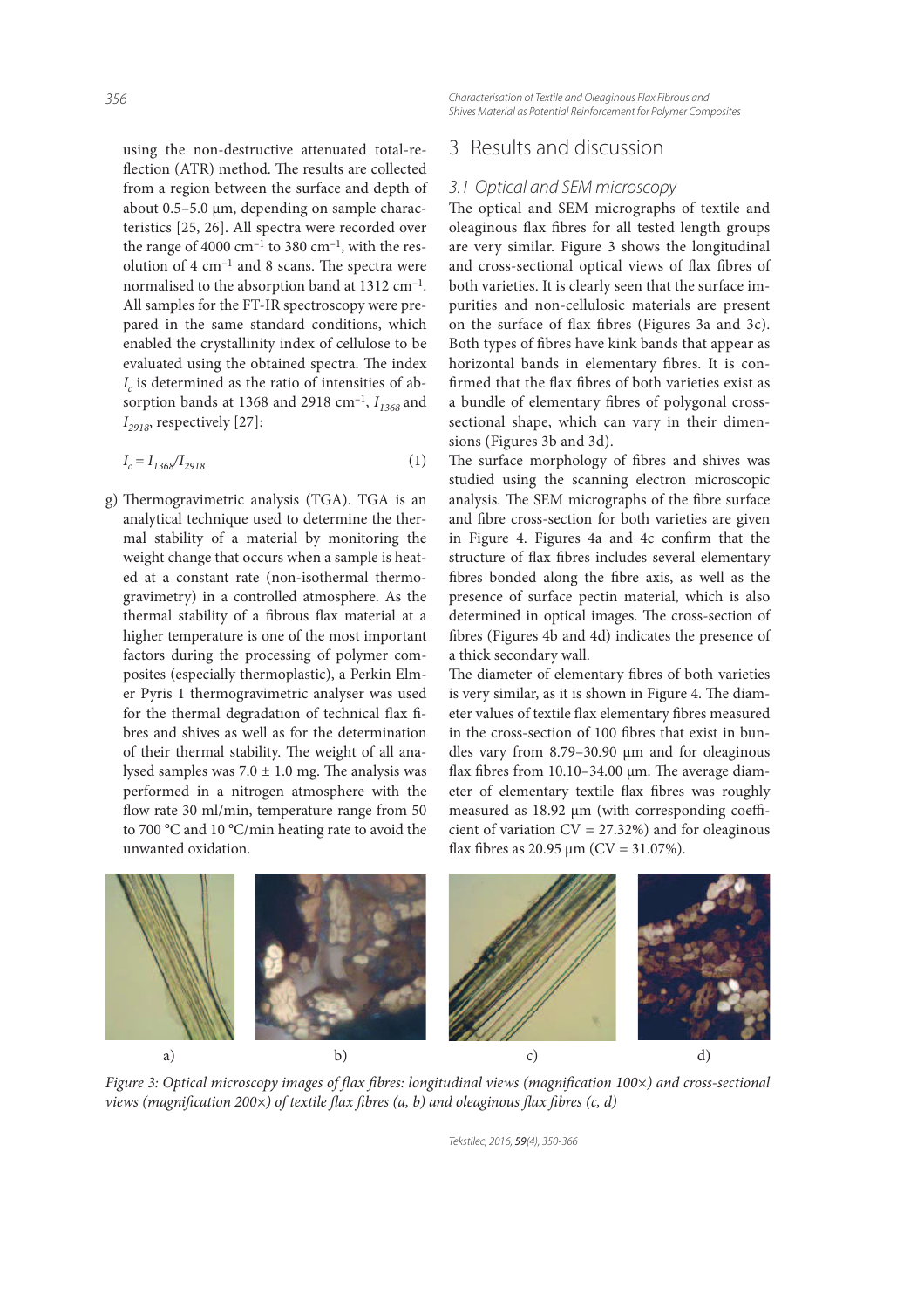using the non-destructive attenuated total-reflection (ATR) method. The results are collected from a region between the surface and depth of about 0.5–5.0 µm, depending on sample characteristics [25, 26]. All spectra were recorded over the range of 4000 cm$^{-1}$ to 380 cm$^{-1}$, with the resolution of 4 cm$^{-1}$ and 8 scans. The spectra were normalised to the absorption band at 1312 cm$^{-1}$. All samples for the FT-IR spectroscopy were prepared in the same standard conditions, which enabled the crystallinity index of cellulose to be evaluated using the obtained spectra. The index $I_c$ is determined as the ratio of intensities of absorption bands at 1368 and 2918 cm$^{-1}$, $I_{1368}$ and $I_{2918}$, respectively [27]:

$$I_c = I_{1368}/I_{2918} \tag{1}$$

g) Thermogravimetric analysis (TGA). TGA is an analytical technique used to determine the thermal stability of a material by monitoring the weight change that occurs when a sample is heated at a constant rate (non-isothermal thermogravimetry) in a controlled atmosphere. As the thermal stability of a fibrous flax material at a higher temperature is one of the most important factors during the processing of polymer composites (especially thermoplastic), a Perkin Elmer Pyris 1 thermogravimetric analyser was used for the thermal degradation of technical flax fibres and shives as well as for the determination of their thermal stability. The weight of all analysed samples was 7.0 ± 1.0 mg. The analysis was performed in a nitrogen atmosphere with the flow rate 30 ml/min, temperature range from 50 to 700 °C and 10 °C/min heating rate to avoid the unwanted oxidation.

# 3 Results and discussion

## 3.1 Optical and SEM microscopy

The optical and SEM micrographs of textile and oleaginous flax fibres for all tested length groups are very similar. Figure 3 shows the longitudinal and cross-sectional optical views of flax fibres of both varieties. It is clearly seen that the surface impurities and non-cellulosic materials are present on the surface of flax fibres (Figures 3a and 3c). Both types of fibres have kink bands that appear as horizontal bands in elementary fibres. It is confirmed that the flax fibres of both varieties exist as a bundle of elementary fibres of polygonal cross-sectional shape, which can vary in their dimensions (Figures 3b and 3d).

The surface morphology of fibres and shives was studied using the scanning electron microscopic analysis. The SEM micrographs of the fibre surface and fibre cross-section for both varieties are given in Figure 4. Figures 4a and 4c confirm that the structure of flax fibres includes several elementary fibres bonded along the fibre axis, as well as the presence of surface pectin material, which is also determined in optical images. The cross-section of fibres (Figures 4b and 4d) indicates the presence of a thick secondary wall.

The diameter of elementary fibres of both varieties is very similar, as it is shown in Figure 4. The diameter values of textile flax elementary fibres measured in the cross-section of 100 fibres that exist in bundles vary from 8.79–30.90 µm and for oleaginous flax fibres from 10.10–34.00 µm. The average diameter of elementary textile flax fibres was roughly measured as 18.92 µm (with corresponding coefficient of variation CV = 27.32%) and for oleaginous flax fibres as 20.95 µm (CV = 31.07%).

a) b) c) d)

*Figure 3: Optical microscopy images of flax fibres: longitudinal views (magnification 100×) and cross-sectional views (magnification 200×) of textile flax fibres (a, b) and oleaginous flax fibres (c, d)*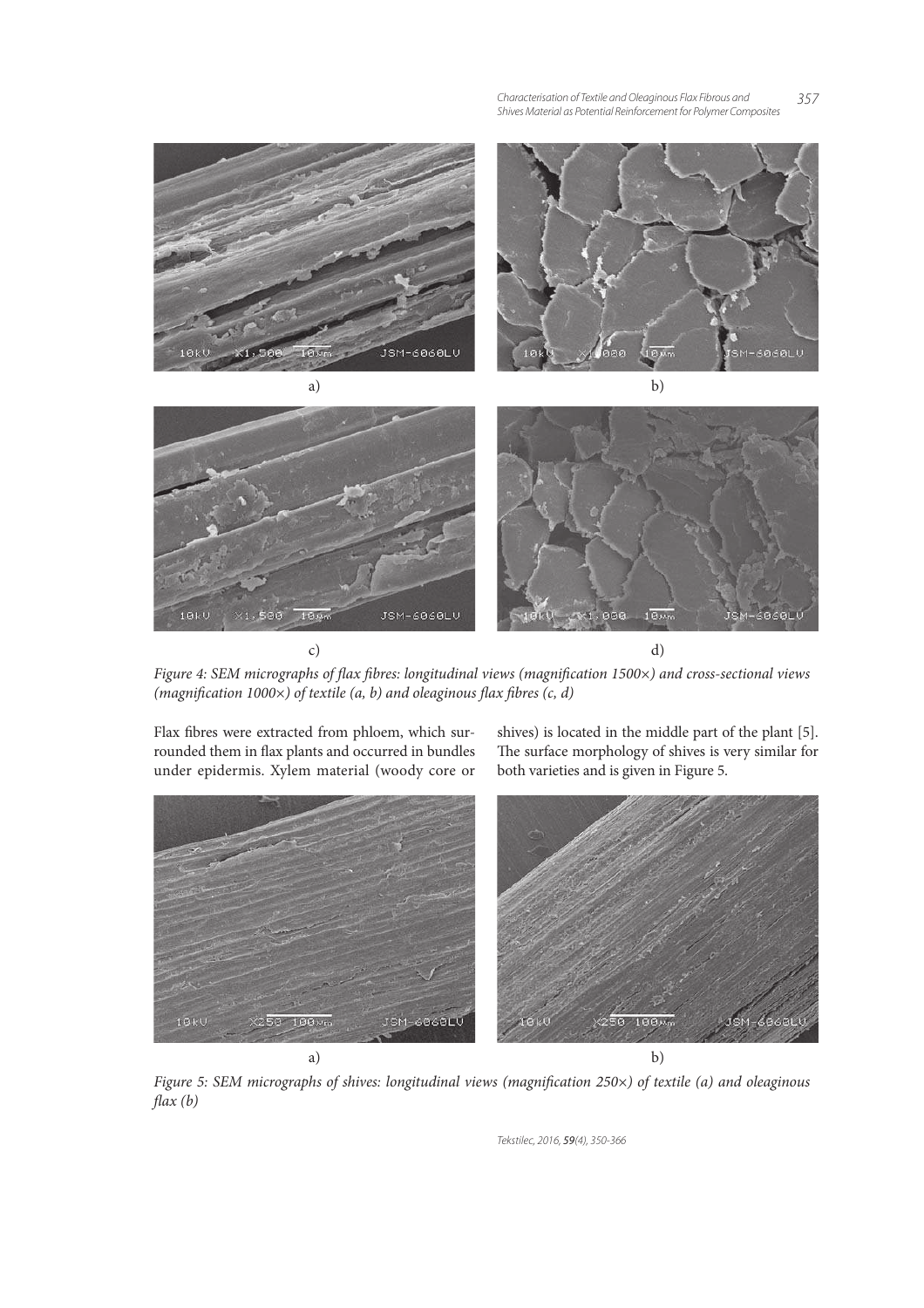a)

b)

c)

d)

*Figure 4: SEM micrographs of flax fibres: longitudinal views (magnification 1500×) and cross-sectional views (magnification 1000×) of textile (a, b) and oleaginous flax fibres (c, d)*

Flax fibres were extracted from phloem, which surrounded them in flax plants and occurred in bundles under epidermis. Xylem material (woody core or shives) is located in the middle part of the plant [5]. The surface morphology of shives is very similar for both varieties and is given in Figure 5.

a)

b)

*Figure 5: SEM micrographs of shives: longitudinal views (magnification 250×) of textile (a) and oleaginous flax (b)*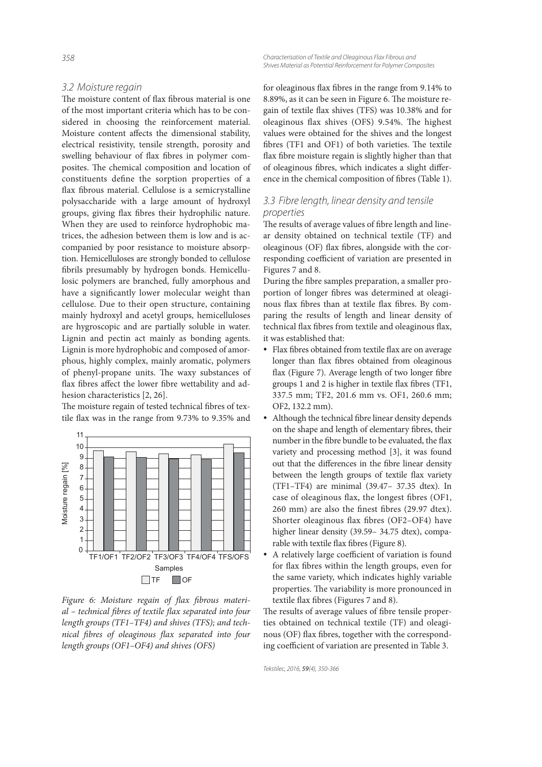### 3.2 Moisture regain

The moisture content of flax fibrous material is one of the most important criteria which has to be considered in choosing the reinforcement material. Moisture content affects the dimensional stability, electrical resistivity, tensile strength, porosity and swelling behaviour of flax fibres in polymer composites. The chemical composition and location of constituents define the sorption properties of a flax fibrous material. Cellulose is a semicrystalline polysaccharide with a large amount of hydroxyl groups, giving flax fibres their hydrophilic nature. When they are used to reinforce hydrophobic matrices, the adhesion between them is low and is accompanied by poor resistance to moisture absorption. Hemicelluloses are strongly bonded to cellulose fibrils presumably by hydrogen bonds. Hemicellulosic polymers are branched, fully amorphous and have a significantly lower molecular weight than cellulose. Due to their open structure, containing mainly hydroxyl and acetyl groups, hemicelluloses are hygroscopic and are partially soluble in water. Lignin and pectin act mainly as bonding agents. Lignin is more hydrophobic and composed of amorphous, highly complex, mainly aromatic, polymers of phenyl-propane units. The waxy substances of flax fibres affect the lower fibre wettability and adhesion characteristics [2, 26].

The moisture regain of tested technical fibres of textile flax was in the range from 9.73% to 9.35% and for oleaginous flax fibres in the range from 9.14% to 8.89%, as it can be seen in Figure 6. The moisture regain of textile flax shives (TFS) was 10.38% and for oleaginous flax shives (OFS) 9.54%. The highest values were obtained for the shives and the longest fibres (TF1 and OF1) of both varieties. The textile flax fibre moisture regain is slightly higher than that of oleaginous fibres, which indicates a slight difference in the chemical composition of fibres (Table 1).

*Figure 6: Moisture regain of flax fibrous material – technical fibres of textile flax separated into four length groups (TF1–TF4) and shives (TFS); and technical fibres of oleaginous flax separated into four length groups (OF1–OF4) and shives (OFS)*

### 3.3 Fibre length, linear density and tensile properties

The results of average values of fibre length and linear density obtained on technical textile (TF) and oleaginous (OF) flax fibres, alongside with the corresponding coefficient of variation are presented in Figures 7 and 8.

During the fibre samples preparation, a smaller proportion of longer fibres was determined at oleaginous flax fibres than at textile flax fibres. By comparing the results of length and linear density of technical flax fibres from textile and oleaginous flax, it was established that:

- Flax fibres obtained from textile flax are on average longer than flax fibres obtained from oleaginous flax (Figure 7). Average length of two longer fibre groups 1 and 2 is higher in textile flax fibres (TF1, 337.5 mm; TF2, 201.6 mm vs. OF1, 260.6 mm; OF2, 132.2 mm).
- Although the technical fibre linear density depends on the shape and length of elementary fibres, their number in the fibre bundle to be evaluated, the flax variety and processing method [3], it was found out that the differences in the fibre linear density between the length groups of textile flax variety (TF1–TF4) are minimal (39.47– 37.35 dtex). In case of oleaginous flax, the longest fibres (OF1, 260 mm) are also the finest fibres (29.97 dtex). Shorter oleaginous flax fibres (OF2–OF4) have higher linear density (39.59– 34.75 dtex), comparable with textile flax fibres (Figure 8).
- A relatively large coefficient of variation is found for flax fibres within the length groups, even for the same variety, which indicates highly variable properties. The variability is more pronounced in textile flax fibres (Figures 7 and 8).

The results of average values of fibre tensile properties obtained on technical textile (TF) and oleaginous (OF) flax fibres, together with the corresponding coefficient of variation are presented in Table 3.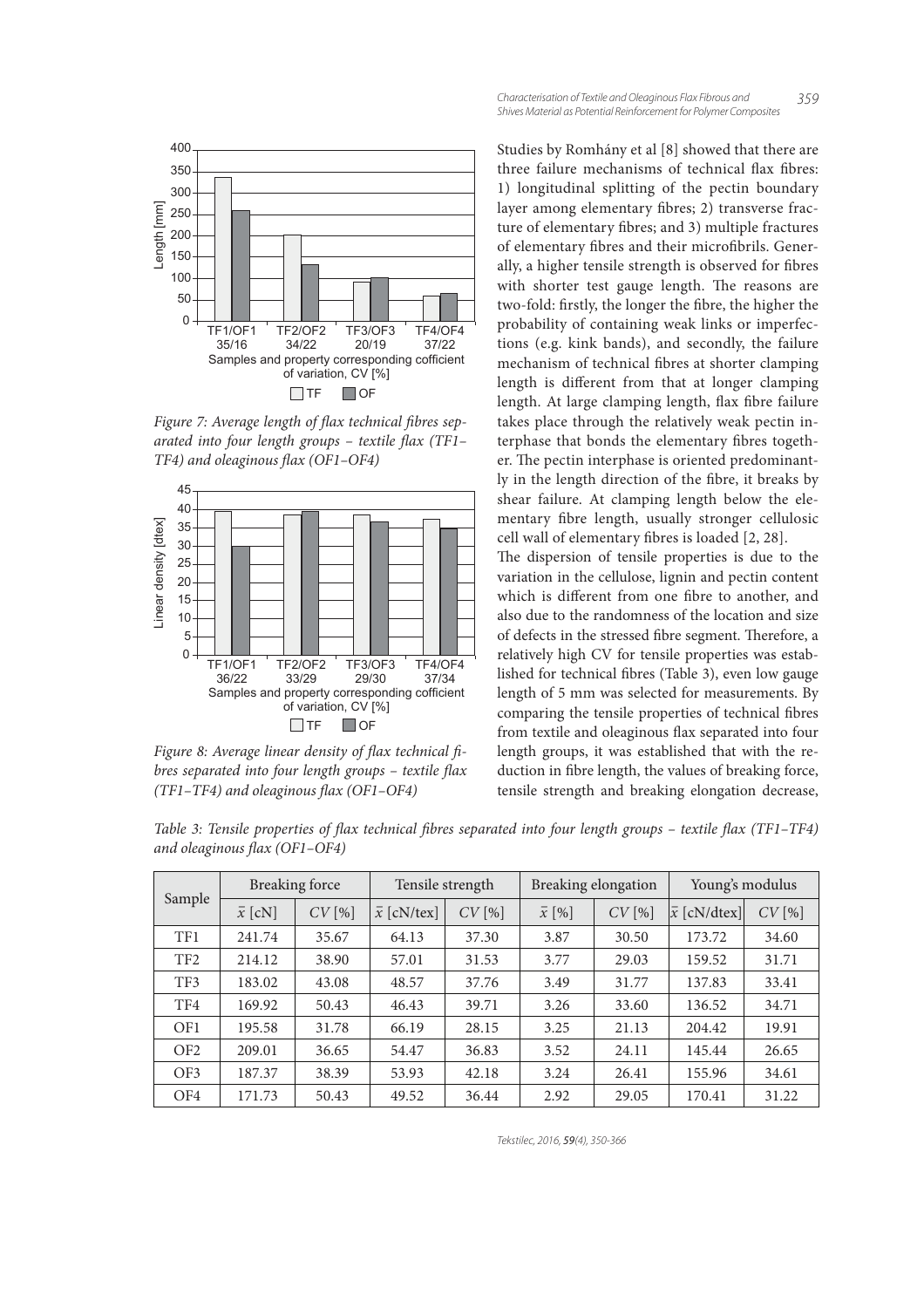*Figure 7: Average length of flax technical fibres separated into four length groups – textile flax (TF1–TF4) and oleaginous flax (OF1–OF4)*

*Figure 8: Average linear density of flax technical fibres separated into four length groups – textile flax (TF1–TF4) and oleaginous flax (OF1–OF4)*

Studies by Romhány et al [8] showed that there are three failure mechanisms of technical flax fibres: 1) longitudinal splitting of the pectin boundary layer among elementary fibres; 2) transverse fracture of elementary fibres; and 3) multiple fractures of elementary fibres and their microfibrils. Generally, a higher tensile strength is observed for fibres with shorter test gauge length. The reasons are two-fold: firstly, the longer the fibre, the higher the probability of containing weak links or imperfections (e.g. kink bands), and secondly, the failure mechanism of technical fibres at shorter clamping length is different from that at longer clamping length. At large clamping length, flax fibre failure takes place through the relatively weak pectin interphase that bonds the elementary fibres together. The pectin interphase is oriented predominantly in the length direction of the fibre, it breaks by shear failure. At clamping length below the elementary fibre length, usually stronger cellulosic cell wall of elementary fibres is loaded [2, 28].

The dispersion of tensile properties is due to the variation in the cellulose, lignin and pectin content which is different from one fibre to another, and also due to the randomness of the location and size of defects in the stressed fibre segment. Therefore, a relatively high CV for tensile properties was established for technical fibres (Table 3), even low gauge length of 5 mm was selected for measurements. By comparing the tensile properties of technical fibres from textile and oleaginous flax separated into four length groups, it was established that with the reduction in fibre length, the values of breaking force, tensile strength and breaking elongation decrease,

*Table 3: Tensile properties of flax technical fibres separated into four length groups – textile flax (TF1–TF4) and oleaginous flax (OF1–OF4)*

| Sample | Breaking force | | Tensile strength | | Breaking elongation | | Young's modulus | |
|---|---|---|---|---|---|---|---|---|
| | $\bar{x}$ [cN] | $CV$ [%] | $\bar{x}$ [cN/tex] | $CV$ [%] | $\bar{x}$ [%] | $CV$ [%] | $\bar{x}$ [cN/dtex] | $CV$ [%] |
| TF1 | 241.74 | 35.67 | 64.13 | 37.30 | 3.87 | 30.50 | 173.72 | 34.60 |
| TF2 | 214.12 | 38.90 | 57.01 | 31.53 | 3.77 | 29.03 | 159.52 | 31.71 |
| TF3 | 183.02 | 43.08 | 48.57 | 37.76 | 3.49 | 31.77 | 137.83 | 33.41 |
| TF4 | 169.92 | 50.43 | 46.43 | 39.71 | 3.26 | 33.60 | 136.52 | 34.71 |
| OF1 | 195.58 | 31.78 | 66.19 | 28.15 | 3.25 | 21.13 | 204.42 | 19.91 |
| OF2 | 209.01 | 36.65 | 54.47 | 36.83 | 3.52 | 24.11 | 145.44 | 26.65 |
| OF3 | 187.37 | 38.39 | 53.93 | 42.18 | 3.24 | 26.41 | 155.96 | 34.61 |
| OF4 | 171.73 | 50.43 | 49.52 | 36.44 | 2.92 | 29.05 | 170.41 | 31.22 |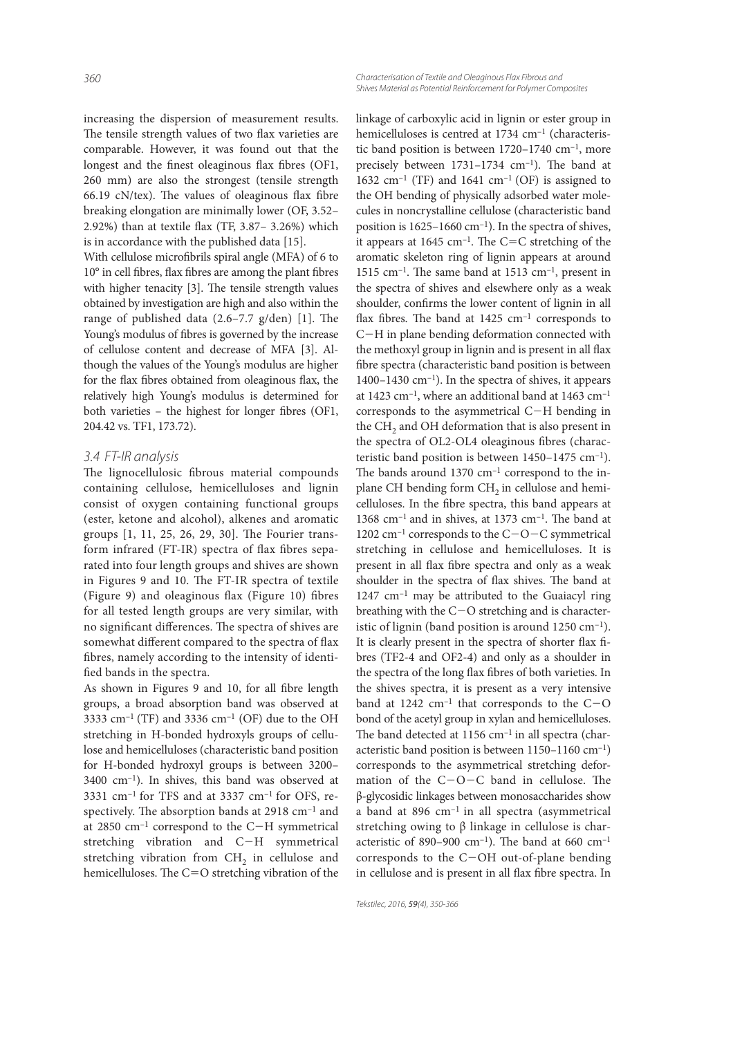increasing the dispersion of measurement results. The tensile strength values of two flax varieties are comparable. However, it was found out that the longest and the finest oleaginous flax fibres (OF1, 260 mm) are also the strongest (tensile strength 66.19 cN/tex). The values of oleaginous flax fibre breaking elongation are minimally lower (OF, 3.52–2.92%) than at textile flax (TF, 3.87– 3.26%) which is in accordance with the published data [15].

With cellulose microfibrils spiral angle (MFA) of 6 to 10° in cell fibres, flax fibres are among the plant fibres with higher tenacity [3]. The tensile strength values obtained by investigation are high and also within the range of published data (2.6–7.7 g/den) [1]. The Young's modulus of fibres is governed by the increase of cellulose content and decrease of MFA [3]. Although the values of the Young's modulus are higher for the flax fibres obtained from oleaginous flax, the relatively high Young's modulus is determined for both varieties – the highest for longer fibres (OF1, 204.42 vs. TF1, 173.72).

### 3.4 FT-IR analysis

The lignocellulosic fibrous material compounds containing cellulose, hemicelluloses and lignin consist of oxygen containing functional groups (ester, ketone and alcohol), alkenes and aromatic groups [1, 11, 25, 26, 29, 30]. The Fourier transform infrared (FT-IR) spectra of flax fibres separated into four length groups and shives are shown in Figures 9 and 10. The FT-IR spectra of textile (Figure 9) and oleaginous flax (Figure 10) fibres for all tested length groups are very similar, with no significant differences. The spectra of shives are somewhat different compared to the spectra of flax fibres, namely according to the intensity of identified bands in the spectra.

As shown in Figures 9 and 10, for all fibre length groups, a broad absorption band was observed at 3333 $cm^{-1}$ (TF) and 3336 $cm^{-1}$ (OF) due to the OH stretching in H-bonded hydroxyls groups of cellulose and hemicelluloses (characteristic band position for H-bonded hydroxyl groups is between 3200–3400 $cm^{-1}$). In shives, this band was observed at 3331 $cm^{-1}$ for TFS and at 3337 $cm^{-1}$ for OFS, respectively. The absorption bands at 2918 $cm^{-1}$ and at 2850 $cm^{-1}$ correspond to the C−H symmetrical stretching vibration and C−H symmetrical stretching vibration from $CH_2$ in cellulose and hemicelluloses. The C=O stretching vibration of the linkage of carboxylic acid in lignin or ester group in hemicelluloses is centred at 1734 $cm^{-1}$ (characteristic band position is between 1720–1740 $cm^{-1}$, more precisely between 1731–1734 $cm^{-1}$). The band at 1632 $cm^{-1}$ (TF) and 1641 $cm^{-1}$ (OF) is assigned to the OH bending of physically adsorbed water molecules in noncrystalline cellulose (characteristic band position is 1625–1660 $cm^{-1}$). In the spectra of shives, it appears at 1645 $cm^{-1}$. The C=C stretching of the aromatic skeleton ring of lignin appears at around 1515 $cm^{-1}$. The same band at 1513 $cm^{-1}$, present in the spectra of shives and elsewhere only as a weak shoulder, confirms the lower content of lignin in all flax fibres. The band at 1425 $cm^{-1}$ corresponds to C−H in plane bending deformation connected with the methoxyl group in lignin and is present in all flax fibre spectra (characteristic band position is between 1400–1430 $cm^{-1}$). In the spectra of shives, it appears at 1423 $cm^{-1}$, where an additional band at 1463 $cm^{-1}$ corresponds to the asymmetrical C−H bending in the $CH_2$ and OH deformation that is also present in the spectra of OL2-OL4 oleaginous fibres (characteristic band position is between 1450–1475 $cm^{-1}$). The bands around 1370 $cm^{-1}$ correspond to the in-plane CH bending form $CH_2$ in cellulose and hemicelluloses. In the fibre spectra, this band appears at 1368 $cm^{-1}$ and in shives, at 1373 $cm^{-1}$. The band at 1202 $cm^{-1}$ corresponds to the C−O−C symmetrical stretching in cellulose and hemicelluloses. It is present in all flax fibre spectra and only as a weak shoulder in the spectra of flax shives. The band at 1247 $cm^{-1}$ may be attributed to the Guaiacyl ring breathing with the C−O stretching and is characteristic of lignin (band position is around 1250 $cm^{-1}$). It is clearly present in the spectra of shorter flax fibres (TF2-4 and OF2-4) and only as a shoulder in the spectra of the long flax fibres of both varieties. In the shives spectra, it is present as a very intensive band at 1242 $cm^{-1}$ that corresponds to the C−O bond of the acetyl group in xylan and hemicelluloses. The band detected at 1156 $cm^{-1}$ in all spectra (characteristic band position is between 1150–1160 $cm^{-1}$) corresponds to the asymmetrical stretching deformation of the C−O−C band in cellulose. The β-glycosidic linkages between monosaccharides show a band at 896 $cm^{-1}$ in all spectra (asymmetrical stretching owing to β linkage in cellulose is characteristic of 890–900 $cm^{-1}$). The band at 660 $cm^{-1}$ corresponds to the C−OH out-of-plane bending in cellulose and is present in all flax fibre spectra. In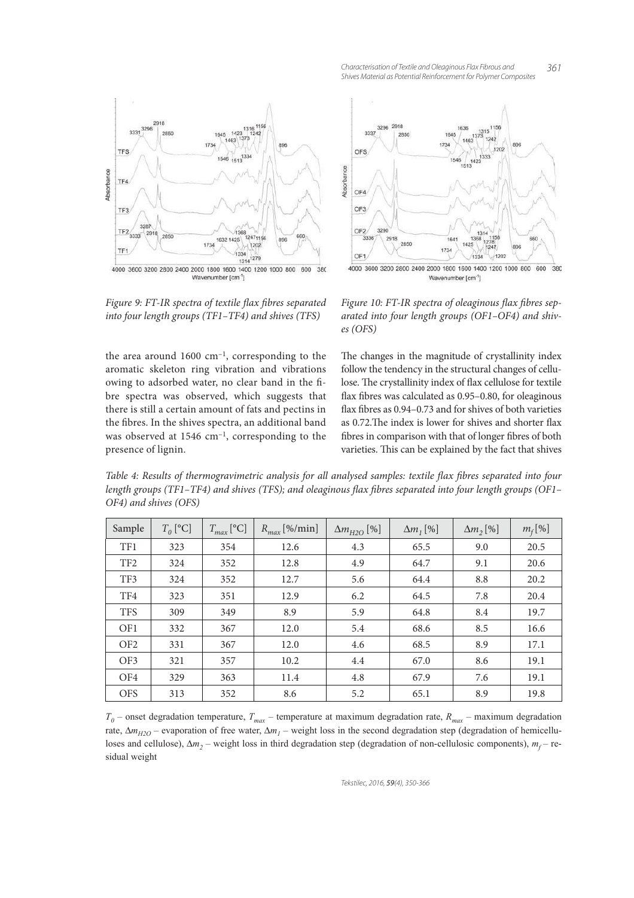Figure 9: FT-IR spectra of textile flax fibres separated into four length groups (TF1–TF4) and shives (TFS)

Figure 10: FT-IR spectra of oleaginous flax fibres separated into four length groups (OF1–OF4) and shives (OFS)

the area around 1600 cm$^{-1}$, corresponding to the aromatic skeleton ring vibration and vibrations owing to adsorbed water, no clear band in the fibre spectra was observed, which suggests that there is still a certain amount of fats and pectins in the fibres. In the shives spectra, an additional band was observed at 1546 cm$^{-1}$, corresponding to the presence of lignin.

The changes in the magnitude of crystallinity index follow the tendency in the structural changes of cellulose. The crystallinity index of flax cellulose for textile flax fibres was calculated as 0.95–0.80, for oleaginous flax fibres as 0.94–0.73 and for shives of both varieties as 0.72. The index is lower for shives and shorter flax fibres in comparison with that of longer fibres of both varieties. This can be explained by the fact that shives

*Table 4: Results of thermogravimetric analysis for all analysed samples: textile flax fibres separated into four length groups (TF1–TF4) and shives (TFS); and oleaginous flax fibres separated into four length groups (OF1–OF4) and shives (OFS)*

| Sample | $T_0$ [°C] | $T_{max}$ [°C] | $R_{max}$ [%/min] | $\Delta m_{H2O}$ [%] | $\Delta m_1$ [%] | $\Delta m_2$ [%] | $m_f$ [%] |
|---|---|---|---|---|---|---|---|
| TF1 | 323 | 354 | 12.6 | 4.3 | 65.5 | 9.0 | 20.5 |
| TF2 | 324 | 352 | 12.8 | 4.9 | 64.7 | 9.1 | 20.6 |
| TF3 | 324 | 352 | 12.7 | 5.6 | 64.4 | 8.8 | 20.2 |
| TF4 | 323 | 351 | 12.9 | 6.2 | 64.5 | 7.8 | 20.4 |
| TFS | 309 | 349 | 8.9 | 5.9 | 64.8 | 8.4 | 19.7 |
| OF1 | 332 | 367 | 12.0 | 5.4 | 68.6 | 8.5 | 16.6 |
| OF2 | 331 | 367 | 12.0 | 4.6 | 68.5 | 8.9 | 17.1 |
| OF3 | 321 | 357 | 10.2 | 4.4 | 67.0 | 8.6 | 19.1 |
| OF4 | 329 | 363 | 11.4 | 4.8 | 67.9 | 7.6 | 19.1 |
| OFS | 313 | 352 | 8.6 | 5.2 | 65.1 | 8.9 | 19.8 |

$T_0$ – onset degradation temperature, $T_{max}$ – temperature at maximum degradation rate, $R_{max}$ – maximum degradation rate, $\Delta m_{H2O}$ – evaporation of free water, $\Delta m_1$ – weight loss in the second degradation step (degradation of hemicelluloses and cellulose), $\Delta m_2$ – weight loss in third degradation step (degradation of non-cellulosic components), $m_f$ – residual weight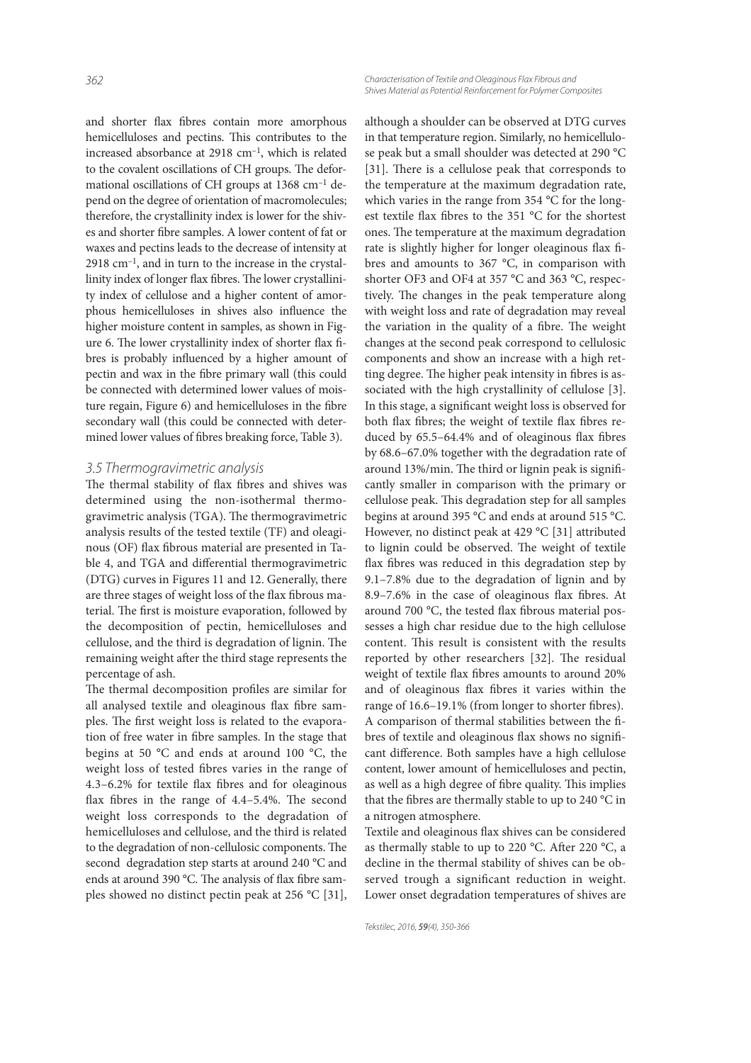and shorter flax fibres contain more amorphous hemicelluloses and pectins. This contributes to the increased absorbance at 2918 cm$^{-1}$, which is related to the covalent oscillations of CH groups. The deformational oscillations of CH groups at 1368 cm$^{-1}$ depend on the degree of orientation of macromolecules; therefore, the crystallinity index is lower for the shives and shorter fibre samples. A lower content of fat or waxes and pectins leads to the decrease of intensity at 2918 cm$^{-1}$, and in turn to the increase in the crystallinity index of longer flax fibres. The lower crystallinity index of cellulose and a higher content of amorphous hemicelluloses in shives also influence the higher moisture content in samples, as shown in Figure 6. The lower crystallinity index of shorter flax fibres is probably influenced by a higher amount of pectin and wax in the fibre primary wall (this could be connected with determined lower values of moisture regain, Figure 6) and hemicelluloses in the fibre secondary wall (this could be connected with determined lower values of fibres breaking force, Table 3).

### *3.5 Thermogravimetric analysis*

The thermal stability of flax fibres and shives was determined using the non-isothermal thermogravimetric analysis (TGA). The thermogravimetric analysis results of the tested textile (TF) and oleaginous (OF) flax fibrous material are presented in Table 4, and TGA and differential thermogravimetric (DTG) curves in Figures 11 and 12. Generally, there are three stages of weight loss of the flax fibrous material. The first is moisture evaporation, followed by the decomposition of pectin, hemicelluloses and cellulose, and the third is degradation of lignin. The remaining weight after the third stage represents the percentage of ash.

The thermal decomposition profiles are similar for all analysed textile and oleaginous flax fibre samples. The first weight loss is related to the evaporation of free water in fibre samples. In the stage that begins at 50 °C and ends at around 100 °C, the weight loss of tested fibres varies in the range of 4.3–6.2% for textile flax fibres and for oleaginous flax fibres in the range of 4.4–5.4%. The second weight loss corresponds to the degradation of hemicelluloses and cellulose, and the third is related to the degradation of non-cellulosic components. The second degradation step starts at around 240 °C and ends at around 390 °C. The analysis of flax fibre samples showed no distinct pectin peak at 256 °C [31], although a shoulder can be observed at DTG curves in that temperature region. Similarly, no hemicellulose peak but a small shoulder was detected at 290 °C [31]. There is a cellulose peak that corresponds to the temperature at the maximum degradation rate, which varies in the range from 354 °C for the longest textile flax fibres to the 351 °C for the shortest ones. The temperature at the maximum degradation rate is slightly higher for longer oleaginous flax fibres and amounts to 367 °C, in comparison with shorter OF3 and OF4 at 357 °C and 363 °C, respectively. The changes in the peak temperature along with weight loss and rate of degradation may reveal the variation in the quality of a fibre. The weight changes at the second peak correspond to cellulosic components and show an increase with a high retting degree. The higher peak intensity in fibres is associated with the high crystallinity of cellulose [3]. In this stage, a significant weight loss is observed for both flax fibres; the weight of textile flax fibres reduced by 65.5–64.4% and of oleaginous flax fibres by 68.6–67.0% together with the degradation rate of around 13%/min. The third or lignin peak is significantly smaller in comparison with the primary or cellulose peak. This degradation step for all samples begins at around 395 °C and ends at around 515 °C. However, no distinct peak at 429 °C [31] attributed to lignin could be observed. The weight of textile flax fibres was reduced in this degradation step by 9.1–7.8% due to the degradation of lignin and by 8.9–7.6% in the case of oleaginous flax fibres. At around 700 °C, the tested flax fibrous material possesses a high char residue due to the high cellulose content. This result is consistent with the results reported by other researchers [32]. The residual weight of textile flax fibres amounts to around 20% and of oleaginous flax fibres it varies within the range of 16.6–19.1% (from longer to shorter fibres).

A comparison of thermal stabilities between the fibres of textile and oleaginous flax shows no significant difference. Both samples have a high cellulose content, lower amount of hemicelluloses and pectin, as well as a high degree of fibre quality. This implies that the fibres are thermally stable to up to 240 °C in a nitrogen atmosphere.

Textile and oleaginous flax shives can be considered as thermally stable to up to 220 °C. After 220 °C, a decline in the thermal stability of shives can be observed trough a significant reduction in weight. Lower onset degradation temperatures of shives are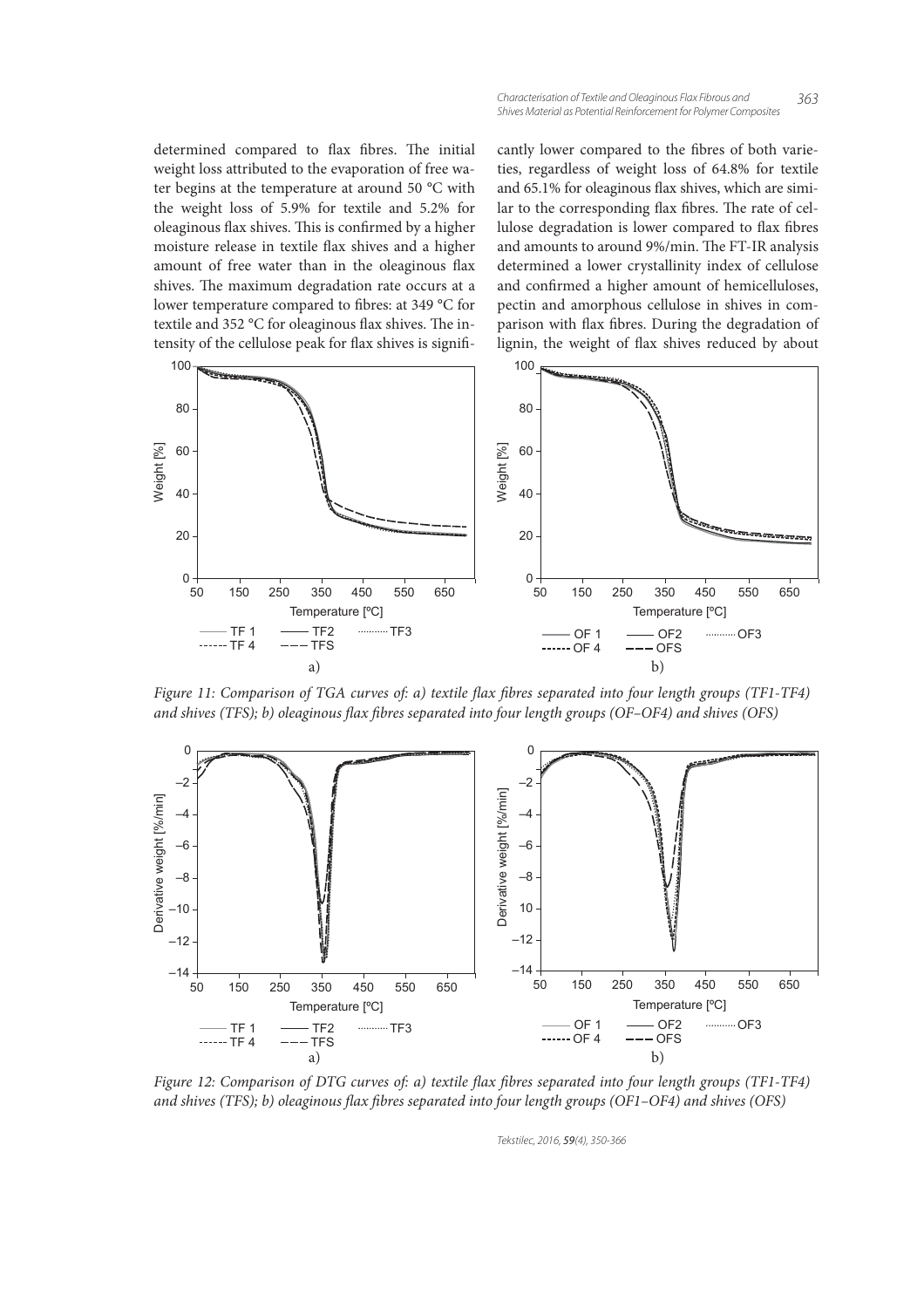determined compared to flax fibres. The initial weight loss attributed to the evaporation of free water begins at the temperature at around 50 °C with the weight loss of 5.9% for textile and 5.2% for oleaginous flax shives. This is confirmed by a higher moisture release in textile flax shives and a higher amount of free water than in the oleaginous flax shives. The maximum degradation rate occurs at a lower temperature compared to fibres: at 349 °C for textile and 352 °C for oleaginous flax shives. The intensity of the cellulose peak for flax shives is significantly lower compared to the fibres of both varieties, regardless of weight loss of 64.8% for textile and 65.1% for oleaginous flax shives, which are similar to the corresponding flax fibres. The rate of cellulose degradation is lower compared to flax fibres and amounts to around 9%/min. The FT-IR analysis determined a lower crystallinity index of cellulose and confirmed a higher amount of hemicelluloses, pectin and amorphous cellulose in shives in comparison with flax fibres. During the degradation of lignin, the weight of flax shives reduced by about

*Figure 11: Comparison of TGA curves of: a) textile flax fibres separated into four length groups (TF1-TF4) and shives (TFS); b) oleaginous flax fibres separated into four length groups (OF–OF4) and shives (OFS)*

*Figure 12: Comparison of DTG curves of: a) textile flax fibres separated into four length groups (TF1-TF4) and shives (TFS); b) oleaginous flax fibres separated into four length groups (OF1–OF4) and shives (OFS)*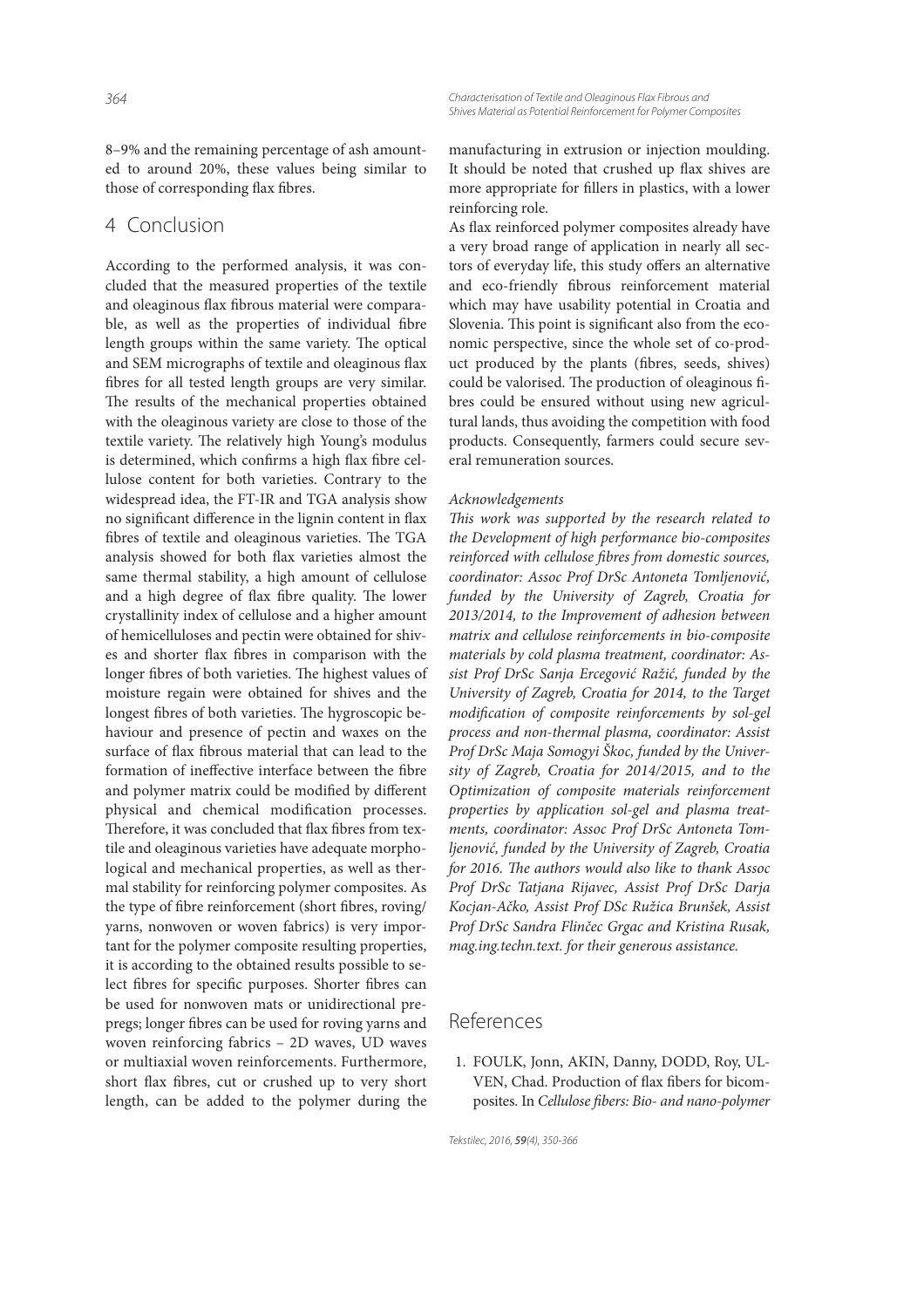8–9% and the remaining percentage of ash amounted to around 20%, these values being similar to those of corresponding flax fibres.

## 4 Conclusion

According to the performed analysis, it was concluded that the measured properties of the textile and oleaginous flax fibrous material were comparable, as well as the properties of individual fibre length groups within the same variety. The optical and SEM micrographs of textile and oleaginous flax fibres for all tested length groups are very similar. The results of the mechanical properties obtained with the oleaginous variety are close to those of the textile variety. The relatively high Young's modulus is determined, which confirms a high flax fibre cellulose content for both varieties. Contrary to the widespread idea, the FT-IR and TGA analysis show no significant difference in the lignin content in flax fibres of textile and oleaginous varieties. The TGA analysis showed for both flax varieties almost the same thermal stability, a high amount of cellulose and a high degree of flax fibre quality. The lower crystallinity index of cellulose and a higher amount of hemicelluloses and pectin were obtained for shives and shorter flax fibres in comparison with the longer fibres of both varieties. The highest values of moisture regain were obtained for shives and the longest fibres of both varieties. The hygroscopic behaviour and presence of pectin and waxes on the surface of flax fibrous material that can lead to the formation of ineffective interface between the fibre and polymer matrix could be modified by different physical and chemical modification processes. Therefore, it was concluded that flax fibres from textile and oleaginous varieties have adequate morphological and mechanical properties, as well as thermal stability for reinforcing polymer composites. As the type of fibre reinforcement (short fibres, roving/yarns, nonwoven or woven fabrics) is very important for the polymer composite resulting properties, it is according to the obtained results possible to select fibres for specific purposes. Shorter fibres can be used for nonwoven mats or unidirectional prepregs; longer fibres can be used for roving yarns and woven reinforcing fabrics – 2D waves, UD waves or multiaxial woven reinforcements. Furthermore, short flax fibres, cut or crushed up to very short length, can be added to the polymer during the manufacturing in extrusion or injection moulding. It should be noted that crushed up flax shives are more appropriate for fillers in plastics, with a lower reinforcing role.

As flax reinforced polymer composites already have a very broad range of application in nearly all sectors of everyday life, this study offers an alternative and eco-friendly fibrous reinforcement material which may have usability potential in Croatia and Slovenia. This point is significant also from the economic perspective, since the whole set of co-product produced by the plants (fibres, seeds, shives) could be valorised. The production of oleaginous fibres could be ensured without using new agricultural lands, thus avoiding the competition with food products. Consequently, farmers could secure several remuneration sources.

*Acknowledgements*

*This work was supported by the research related to the Development of high performance bio-composites reinforced with cellulose fibres from domestic sources, coordinator: Assoc Prof DrSc Antoneta Tomljenović, funded by the University of Zagreb, Croatia for 2013/2014, to the Improvement of adhesion between matrix and cellulose reinforcements in bio-composite materials by cold plasma treatment, coordinator: Assist Prof DrSc Sanja Ercegović Ražić, funded by the University of Zagreb, Croatia for 2014, to the Target modification of composite reinforcements by sol-gel process and non-thermal plasma, coordinator: Assist Prof DrSc Maja Somogyi Škoc, funded by the University of Zagreb, Croatia for 2014/2015, and to the Optimization of composite materials reinforcement properties by application sol-gel and plasma treatments, coordinator: Assoc Prof DrSc Antoneta Tomljenović, funded by the University of Zagreb, Croatia for 2016. The authors would also like to thank Assoc Prof DrSc Tatjana Rijavec, Assist Prof DrSc Darja Kocjan-Ačko, Assist Prof DSc Ružica Brunšek, Assist Prof DrSc Sandra Flinčec Grgac and Kristina Rusak, mag.ing.techn.text. for their generous assistance.*

## References

1. FOULK, Jonn, AKIN, Danny, DODD, Roy, ULVEN, Chad. Production of flax fibers for biocomposites. In *Cellulose fibers: Bio- and nano-polymer*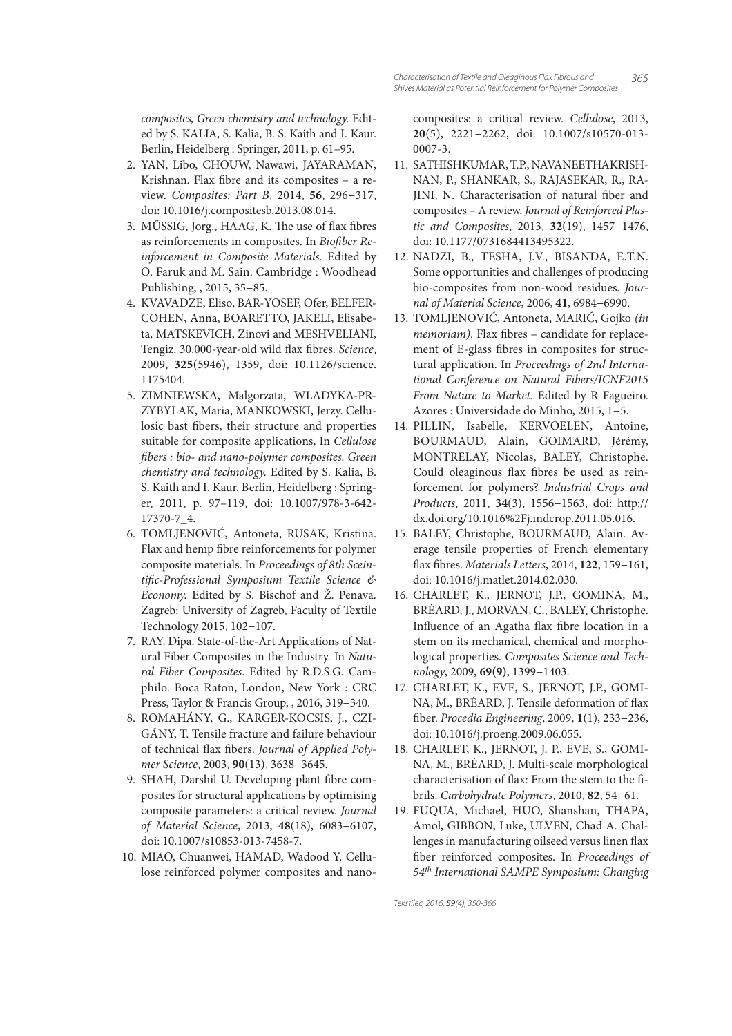composites, Green chemistry and technology. Edited by S. KALIA, S. Kalia, B. S. Kaith and I. Kaur. Berlin, Heidelberg : Springer, 2011, p. 61–95.

2. YAN, Libo, CHOUW, Nawawi, JAYARAMAN, Krishnan. Flax fibre and its composites – a review. *Composites: Part B*, 2014, **56**, 296−317, doi: 10.1016/j.compositesb.2013.08.014.
3. MŰSSIG, Jorg., HAAG, K. The use of flax fibres as reinforcements in composites. In *Biofiber Reinforcement in Composite Materials.* Edited by O. Faruk and M. Sain. Cambridge : Woodhead Publishing, , 2015, 35−85.
4. KVAVADZE, Eliso, BAR-YOSEF, Ofer, BELFER-COHEN, Anna, BOARETTO, JAKELI, Elisabeta, MATSKEVICH, Zinovi and MESHVELIANI, Tengiz. 30.000-year-old wild flax fibres. *Science*, 2009, **325**(5946), 1359, doi: 10.1126/science.1175404.
5. ZIMNIEWSKA, Malgorzata, WLADYKA-PRZYBYLAK, Maria, MANKOWSKI, Jerzy. Cellulosic bast fibers, their structure and properties suitable for composite applications, In *Cellulose fibers : bio- and nano-polymer composites. Green chemistry and technology.* Edited by S. Kalia, B. S. Kaith and I. Kaur. Berlin, Heidelberg : Springer, 2011, p. 97–119, doi: 10.1007/978-3-642-17370-7_4.
6. TOMLJENOVIĆ, Antoneta, RUSAK, Kristina. Flax and hemp fibre reinforcements for polymer composite materials. In *Proceedings of 8th Sceintific-Professional Symposium Textile Science & Economy.* Edited by S. Bischof and Ž. Penava. Zagreb: University of Zagreb, Faculty of Textile Technology 2015, 102−107.
7. RAY, Dipa. State-of-the-Art Applications of Natural Fiber Composites in the Industry. In *Natural Fiber Composites*. Edited by R.D.S.G. Camphilo. Boca Raton, London, New York : CRC Press, Taylor & Francis Group, , 2016, 319−340.
8. ROMAHÁNY, G., KARGER-KOCSIS, J., CZIGÁNY, T. Tensile fracture and failure behaviour of technical flax fibers. *Journal of Applied Polymer Science*, 2003, **90**(13), 3638−3645.
9. SHAH, Darshil U. Developing plant fibre composites for structural applications by optimising composite parameters: a critical review. *Journal of Material Science*, 2013, **48**(18), 6083−6107, doi: 10.1007/s10853-013-7458-7.
10. MIAO, Chuanwei, HAMAD, Wadood Y. Cellulose reinforced polymer composites and nanocomposites: a critical review. *Cellulose*, 2013, **20**(5), 2221−2262, doi: 10.1007/s10570-013-0007-3.
11. SATHISHKUMAR, T.P., NAVANEETHAKRISHNAN, P., SHANKAR, S., RAJASEKAR, R., RAJINI, N. Characterisation of natural fiber and composites – A review. *Journal of Reinforced Plastic and Composites*, 2013, **32**(19), 1457−1476, doi: 10.1177/0731684413495322.
12. NADZI, B., TESHA, J.V., BISANDA, E.T.N. Some opportunities and challenges of producing bio-composites from non-wood residues. *Journal of Material Science*, 2006, **41**, 6984−6990.
13. TOMLJENOVIĆ, Antoneta, MARIĆ, Gojko *(in memoriam)*. Flax fibres – candidate for replacement of E-glass fibres in composites for structural application. In *Proceedings of 2nd International Conference on Natural Fibers/ICNF2015 From Nature to Market.* Edited by R Fagueiro. Azores : Universidade do Minho, 2015, 1−5.
14. PILLIN, Isabelle, KERVOELEN, Antoine, BOURMAUD, Alain, GOIMARD, Jérémy, MONTRELAY, Nicolas, BALEY, Christophe. Could oleaginous flax fibres be used as reinforcement for polymers? *Industrial Crops and Products*, 2011, **34**(3), 1556−1563, doi: http://dx.doi.org/10.1016%2Fj.indcrop.2011.05.016.
15. BALEY, Christophe, BOURMAUD, Alain. Average tensile properties of French elementary flax fibres. *Materials Letters*, 2014, **122**, 159−161, doi: 10.1016/j.matlet.2014.02.030.
16. CHARLET, K., JERNOT, J.P., GOMINA, M., BRÈARD, J., MORVAN, C., BALEY, Christophe. Influence of an Agatha flax fibre location in a stem on its mechanical, chemical and morphological properties. *Composites Science and Technology*, 2009, **69(9)**, 1399−1403.
17. CHARLET, K., EVE, S., JERNOT, J.P., GOMINA, M., BRÈARD, J. Tensile deformation of flax fiber. *Procedia Engineering*, 2009, **1**(1), 233−236, doi: 10.1016/j.proeng.2009.06.055.
18. CHARLET, K., JERNOT, J. P., EVE, S., GOMINA, M., BRÈARD, J. Multi-scale morphological characterisation of flax: From the stem to the fibrils. *Carbohydrate Polymers*, 2010, **82**, 54−61.
19. FUQUA, Michael, HUO, Shanshan, THAPA, Amol, GIBBON, Luke, ULVEN, Chad A. Challenges in manufacturing oilseed versus linen flax fiber reinforced composites. In *Proceedings of 54th International SAMPE Symposium: Changing*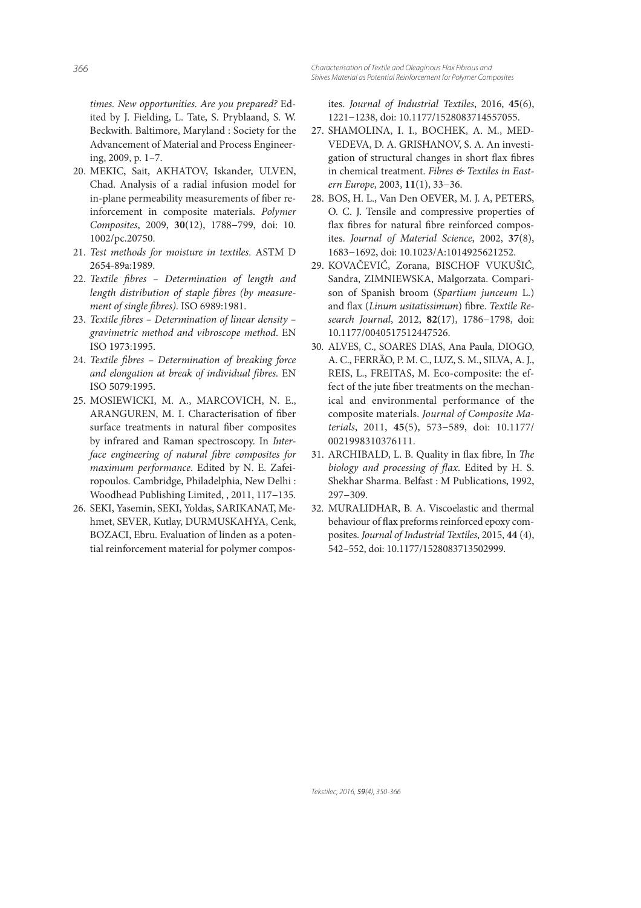*times. New opportunities. Are you prepared?* Edited by J. Fielding, L. Tate, S. Pryblaand, S. W. Beckwith. Baltimore, Maryland : Society for the Advancement of Material and Process Engineering, 2009, p. 1–7.

20. MEKIC, Sait, AKHATOV, Iskander, ULVEN, Chad. Analysis of a radial infusion model for in-plane permeability measurements of fiber reinforcement in composite materials. *Polymer Composites*, 2009, **30**(12), 1788–799, doi: 10.1002/pc.20750.
21. *Test methods for moisture in textiles*. ASTM D 2654-89a:1989.
22. *Textile fibres – Determination of length and length distribution of staple fibres (by measurement of single fibres)*. ISO 6989:1981.
23. *Textile fibres – Determination of linear density – gravimetric method and vibroscope method*. EN ISO 1973:1995.
24. *Textile fibres – Determination of breaking force and elongation at break of individual fibres.* EN ISO 5079:1995.
25. MOSIEWICKI, M. A., MARCOVICH, N. E., ARANGUREN, M. I. Characterisation of fiber surface treatments in natural fiber composites by infrared and Raman spectroscopy. In *Interface engineering of natural fibre composites for maximum performance*. Edited by N. E. Zafeiropoulos. Cambridge, Philadelphia, New Delhi : Woodhead Publishing Limited, , 2011, 117–135.
26. SEKI, Yasemin, SEKI, Yoldas, SARIKANAT, Mehmet, SEVER, Kutlay, DURMUSKAHYA, Cenk, BOZACI, Ebru. Evaluation of linden as a potential reinforcement material for polymer composites. *Journal of Industrial Textiles*, 2016, **45**(6), 1221–1238, doi: 10.1177/1528083714557055.
27. SHAMOLINA, I. I., BOCHEK, A. M., MEDVEDEVA, D. A. GRISHANOV, S. A. An investigation of structural changes in short flax fibres in chemical treatment. *Fibres & Textiles in Eastern Europe*, 2003, **11**(1), 33–36.
28. BOS, H. L., Van Den OEVER, M. J. A, PETERS, O. C. J. Tensile and compressive properties of flax fibres for natural fibre reinforced composites. *Journal of Material Science*, 2002, **37**(8), 1683–1692, doi: 10.1023/A:1014925621252.
29. KOVAČEVIĆ, Zorana, BISCHOF VUKUŠIĆ, Sandra, ZIMNIEWSKA, Malgorzata. Comparison of Spanish broom (*Spartium junceum* L.) and flax (*Linum usitatissimum*) fibre. *Textile Research Journal*, 2012, **82**(17), 1786–1798, doi: 10.1177/0040517512447526.
30. ALVES, C., SOARES DIAS, Ana Paula, DIOGO, A. C., FERRÃO, P. M. C., LUZ, S. M., SILVA, A. J., REIS, L., FREITAS, M. Eco-composite: the effect of the jute fiber treatments on the mechanical and environmental performance of the composite materials. *Journal of Composite Materials*, 2011, **45**(5), 573–589, doi: 10.1177/0021998310376111.
31. ARCHIBALD, L. B. Quality in flax fibre, In *The biology and processing of flax*. Edited by H. S. Shekhar Sharma. Belfast : M Publications, 1992, 297–309.
32. MURALIDHAR, B. A. Viscoelastic and thermal behaviour of flax preforms reinforced epoxy composites. *Journal of Industrial Textiles*, 2015, **44** (4), 542–552, doi: 10.1177/1528083713502999.